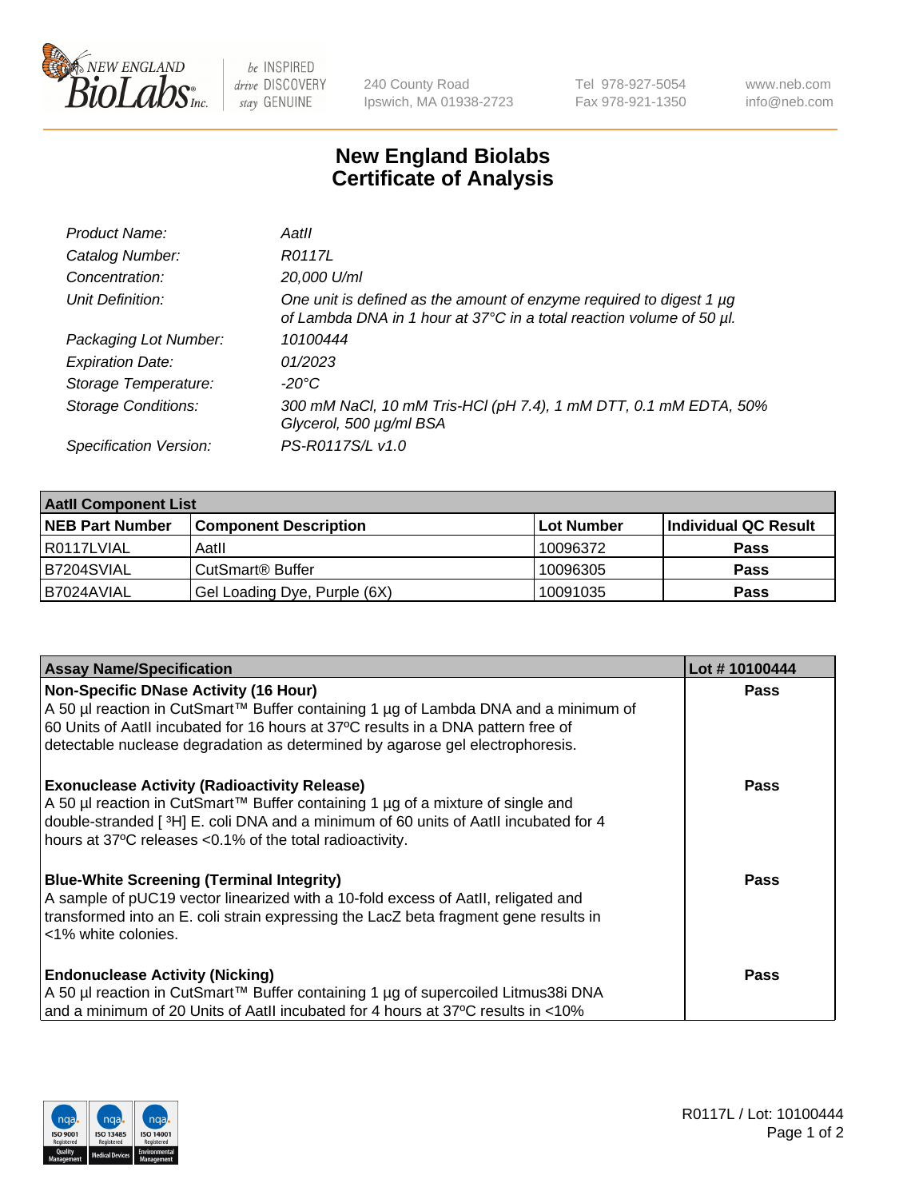New England Biolabs Inc. — be INSPIRED drive DISCOVERY stay GENUINE

240 County Road
Ipswich, MA 01938-2723

Tel 978-927-5054
Fax 978-921-1350

www.neb.com
info@neb.com

# New England Biolabs
# Certificate of Analysis

| | |
|---|---|
| *Product Name:* | *AatII* |
| *Catalog Number:* | *R0117L* |
| *Concentration:* | *20,000 U/ml* |
| *Unit Definition:* | *One unit is defined as the amount of enzyme required to digest 1 µg of Lambda DNA in 1 hour at 37°C in a total reaction volume of 50 µl.* |
| *Packaging Lot Number:* | *10100444* |
| *Expiration Date:* | *01/2023* |
| *Storage Temperature:* | *-20°C* |
| *Storage Conditions:* | *300 mM NaCl, 10 mM Tris-HCl (pH 7.4), 1 mM DTT, 0.1 mM EDTA, 50% Glycerol, 500 µg/ml BSA* |
| *Specification Version:* | *PS-R0117S/L v1.0* |

| **AatII Component List** | | | |
|---|---|---|---|
| **NEB Part Number** | **Component Description** | **Lot Number** | **Individual QC Result** |
| R0117LVIAL | AatII | 10096372 | **Pass** |
| B7204SVIAL | CutSmart® Buffer | 10096305 | **Pass** |
| B7024AVIAL | Gel Loading Dye, Purple (6X) | 10091035 | **Pass** |

| **Assay Name/Specification** | **Lot # 10100444** |
|---|---|
| **Non-Specific DNase Activity (16 Hour)** A 50 µl reaction in CutSmart™ Buffer containing 1 µg of Lambda DNA and a minimum of 60 Units of AatII incubated for 16 hours at 37ºC results in a DNA pattern free of detectable nuclease degradation as determined by agarose gel electrophoresis. | **Pass** |
| **Exonuclease Activity (Radioactivity Release)** A 50 µl reaction in CutSmart™ Buffer containing 1 µg of a mixture of single and double-stranded [ $^{3}$H] E. coli DNA and a minimum of 60 units of AatII incubated for 4 hours at 37ºC releases <0.1% of the total radioactivity. | **Pass** |
| **Blue-White Screening (Terminal Integrity)** A sample of pUC19 vector linearized with a 10-fold excess of AatII, religated and transformed into an E. coli strain expressing the LacZ beta fragment gene results in <1% white colonies. | **Pass** |
| **Endonuclease Activity (Nicking)** A 50 µl reaction in CutSmart™ Buffer containing 1 µg of supercoiled Litmus38i DNA and a minimum of 20 Units of AatII incubated for 4 hours at 37ºC results in <10% | **Pass** |

R0117L / Lot: 10100444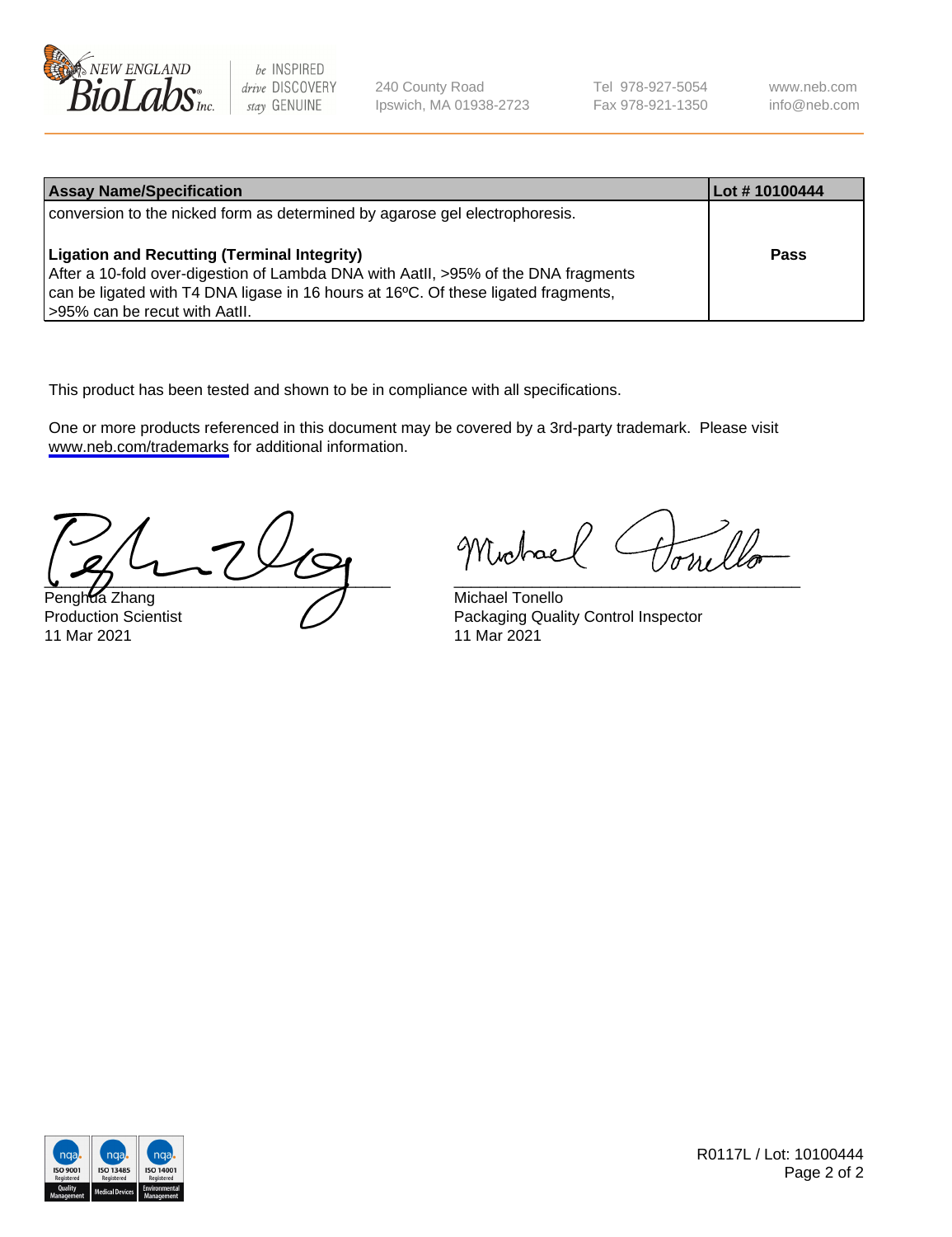| Assay Name/Specification | Lot # 10100444 |
|---|---|
| conversion to the nicked form as determined by agarose gel electrophoresis. | |
| **Ligation and Recutting (Terminal Integrity)** After a 10-fold over-digestion of Lambda DNA with AatII, >95% of the DNA fragments can be ligated with T4 DNA ligase in 16 hours at 16ºC. Of these ligated fragments, >95% can be recut with AatII. | **Pass** |

This product has been tested and shown to be in compliance with all specifications.

One or more products referenced in this document may be covered by a 3rd-party trademark. Please visit www.neb.com/trademarks for additional information.

Penghua Zhang
Production Scientist
11 Mar 2021

Michael Tonello
Packaging Quality Control Inspector
11 Mar 2021

R0117L / Lot: 10100444